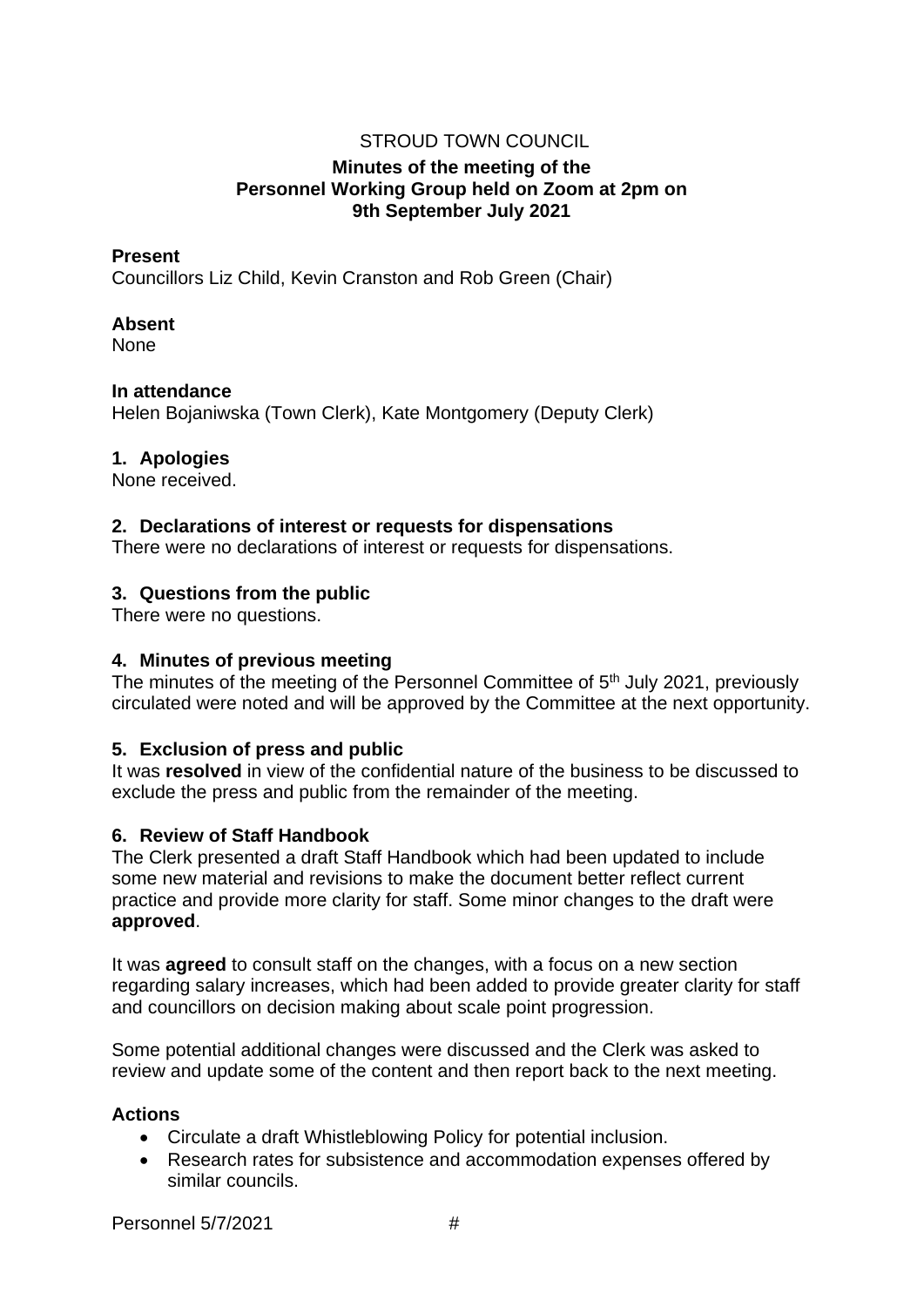STROUD TOWN COUNCIL

**Minutes of the meeting of the Personnel Working Group held on Zoom at 2pm on 9th September July 2021**

**Present**

Councillors Liz Child, Kevin Cranston and Rob Green (Chair)

**Absent**

None

**In attendance**

Helen Bojaniwska (Town Clerk), Kate Montgomery (Deputy Clerk)

## 1. Apologies

None received.

## 2. Declarations of interest or requests for dispensations

There were no declarations of interest or requests for dispensations.

## 3. Questions from the public

There were no questions.

## 4. Minutes of previous meeting

The minutes of the meeting of the Personnel Committee of 5th July 2021, previously circulated were noted and will be approved by the Committee at the next opportunity.

## 5. Exclusion of press and public

It was **resolved** in view of the confidential nature of the business to be discussed to exclude the press and public from the remainder of the meeting.

## 6. Review of Staff Handbook

The Clerk presented a draft Staff Handbook which had been updated to include some new material and revisions to make the document better reflect current practice and provide more clarity for staff. Some minor changes to the draft were **approved**.

It was **agreed** to consult staff on the changes, with a focus on a new section regarding salary increases, which had been added to provide greater clarity for staff and councillors on decision making about scale point progression.

Some potential additional changes were discussed and the Clerk was asked to review and update some of the content and then report back to the next meeting.

**Actions**

- Circulate a draft Whistleblowing Policy for potential inclusion.
- Research rates for subsistence and accommodation expenses offered by similar councils.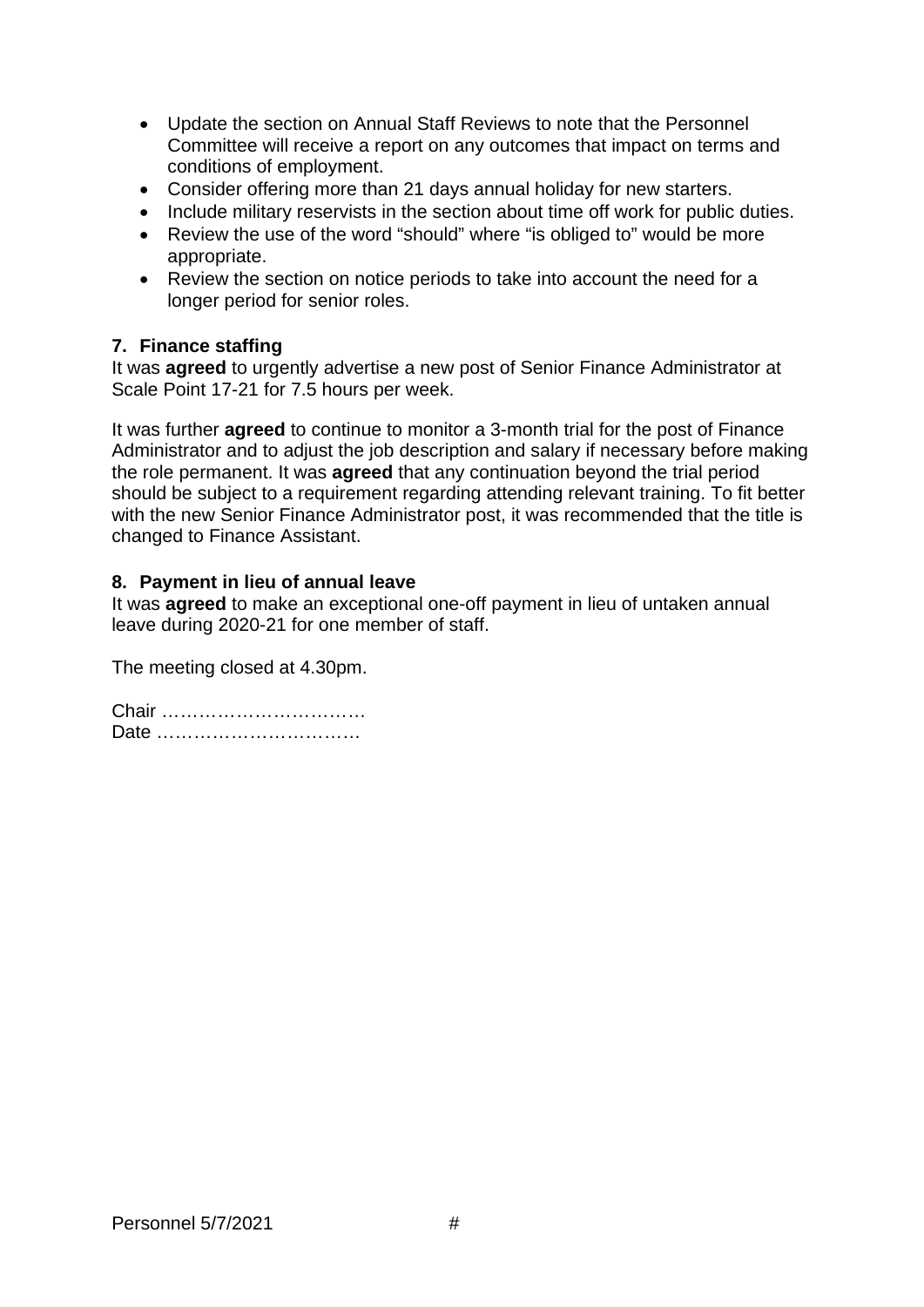- Update the section on Annual Staff Reviews to note that the Personnel Committee will receive a report on any outcomes that impact on terms and conditions of employment.
- Consider offering more than 21 days annual holiday for new starters.
- Include military reservists in the section about time off work for public duties.
- Review the use of the word "should" where "is obliged to" would be more appropriate.
- Review the section on notice periods to take into account the need for a longer period for senior roles.

**7. Finance staffing**

It was **agreed** to urgently advertise a new post of Senior Finance Administrator at Scale Point 17-21 for 7.5 hours per week.

It was further **agreed** to continue to monitor a 3-month trial for the post of Finance Administrator and to adjust the job description and salary if necessary before making the role permanent. It was **agreed** that any continuation beyond the trial period should be subject to a requirement regarding attending relevant training. To fit better with the new Senior Finance Administrator post, it was recommended that the title is changed to Finance Assistant.

**8. Payment in lieu of annual leave**

It was **agreed** to make an exceptional one-off payment in lieu of untaken annual leave during 2020-21 for one member of staff.

The meeting closed at 4.30pm.

Chair ……………………………
Date …………………………….